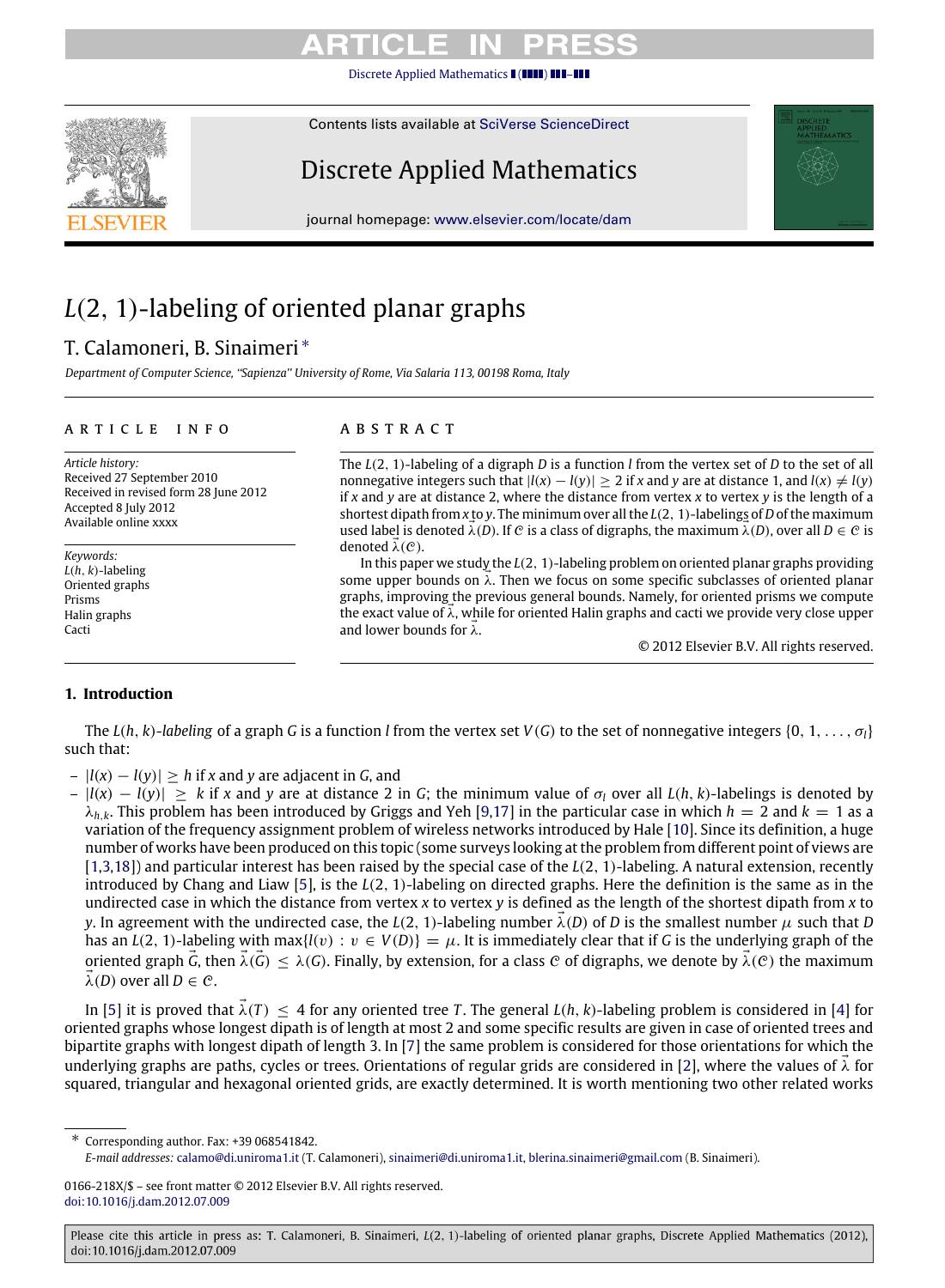# $L(2,1)$-labeling of oriented planar graphs

T. Calamoneri, B. Sinaimeri *

*Department of Computer Science, "Sapienza" University of Rome, Via Salaria 113, 00198 Roma, Italy*

**ARTICLE INFO**

*Article history:*
Received 27 September 2010
Received in revised form 28 June 2012
Accepted 8 July 2012
Available online xxxx

*Keywords:*
$L(h,k)$-labeling
Oriented graphs
Prisms
Halin graphs
Cacti

**ABSTRACT**

The $L(2,1)$-labeling of a digraph $D$ is a function $l$ from the vertex set of $D$ to the set of all nonnegative integers such that $|l(x)-l(y)| \geq 2$ if $x$ and $y$ are at distance 1, and $l(x) \neq l(y)$ if $x$ and $y$ are at distance 2, where the distance from vertex $x$ to vertex $y$ is the length of a shortest dipath from $x$ to $y$. The minimum over all the $L(2,1)$-labelings of $D$ of the maximum used label is denoted $\vec{\lambda}(D)$. If $\mathcal{C}$ is a class of digraphs, the maximum $\vec{\lambda}(D)$, over all $D \in \mathcal{C}$ is denoted $\vec{\lambda}(\mathcal{C})$.

In this paper we study the $L(2,1)$-labeling problem on oriented planar graphs providing some upper bounds on $\vec{\lambda}$. Then we focus on some specific subclasses of oriented planar graphs, improving the previous general bounds. Namely, for oriented prisms we compute the exact value of $\vec{\lambda}$, while for oriented Halin graphs and cacti we provide very close upper and lower bounds for $\vec{\lambda}$.

© 2012 Elsevier B.V. All rights reserved.

## 1. Introduction

The *$L(h,k)$-labeling* of a graph $G$ is a function $l$ from the vertex set $V(G)$ to the set of nonnegative integers $\{0, 1, \ldots, \sigma_l\}$ such that:

- $|l(x)-l(y)| \geq h$ if $x$ and $y$ are adjacent in $G$, and
- $|l(x)-l(y)| \geq k$ if $x$ and $y$ are at distance 2 in $G$; the minimum value of $\sigma_l$ over all $L(h,k)$-labelings is denoted by $\lambda_{h,k}$. This problem has been introduced by Griggs and Yeh [9,17] in the particular case in which $h=2$ and $k=1$ as a variation of the frequency assignment problem of wireless networks introduced by Hale [10]. Since its definition, a huge number of works have been produced on this topic (some surveys looking at the problem from different point of views are [1,3,18]) and particular interest has been raised by the special case of the $L(2,1)$-labeling. A natural extension, recently introduced by Chang and Liaw [5], is the $L(2,1)$-labeling on directed graphs. Here the definition is the same as in the undirected case in which the distance from vertex $x$ to vertex $y$ is defined as the length of the shortest dipath from $x$ to $y$. In agreement with the undirected case, the $L(2,1)$-labeling number $\vec{\lambda}(D)$ of $D$ is the smallest number $\mu$ such that $D$ has an $L(2,1)$-labeling with $\max\{l(v) : v \in V(D)\} = \mu$. It is immediately clear that if $G$ is the underlying graph of the oriented graph $\vec{G}$, then $\vec{\lambda}(\vec{G}) \leq \lambda(G)$. Finally, by extension, for a class $\mathcal{C}$ of digraphs, we denote by $\vec{\lambda}(\mathcal{C})$ the maximum $\vec{\lambda}(D)$ over all $D \in \mathcal{C}$.

In [5] it is proved that $\vec{\lambda}(T) \leq 4$ for any oriented tree $T$. The general $L(h,k)$-labeling problem is considered in [4] for oriented graphs whose longest dipath is of length at most 2 and some specific results are given in case of oriented trees and bipartite graphs with longest dipath of length 3. In [7] the same problem is considered for those orientations for which the underlying graphs are paths, cycles or trees. Orientations of regular grids are considered in [2], where the values of $\vec{\lambda}$ for squared, triangular and hexagonal oriented grids, are exactly determined. It is worth mentioning two other related works

* Corresponding author. Fax: +39 068541842.
*E-mail addresses:* calamo@di.uniroma1.it (T. Calamoneri), sinaimeri@di.uniroma1.it, blerina.sinaimeri@gmail.com (B. Sinaimeri).

0166-218X/$ – see front matter © 2012 Elsevier B.V. All rights reserved.
doi:10.1016/j.dam.2012.07.009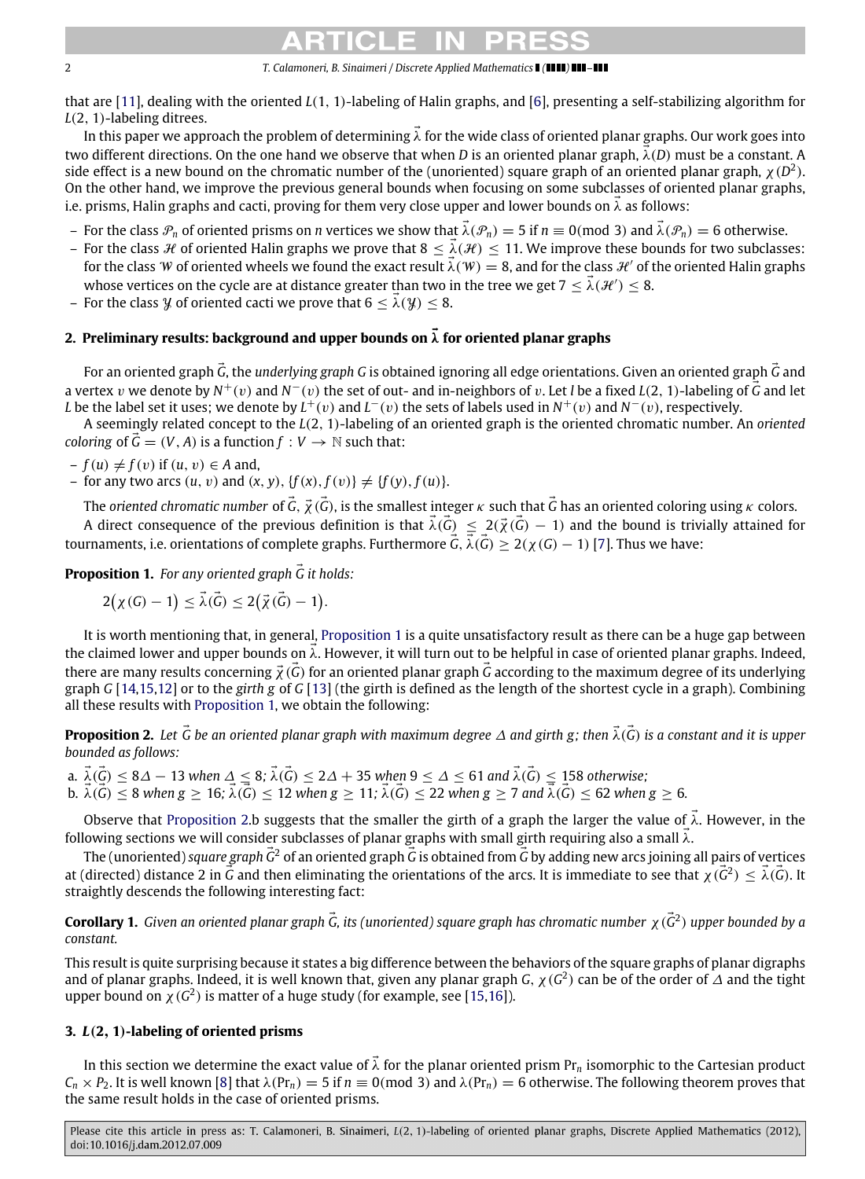that are [11], dealing with the oriented $L(1,1)$-labeling of Halin graphs, and [6], presenting a self-stabilizing algorithm for $L(2,1)$-labeling ditrees.

In this paper we approach the problem of determining $\vec{\lambda}$ for the wide class of oriented planar graphs. Our work goes into two different directions. On the one hand we observe that when $D$ is an oriented planar graph, $\vec{\lambda}(D)$ must be a constant. A side effect is a new bound on the chromatic number of the (unoriented) square graph of an oriented planar graph, $\chi(D^2)$. On the other hand, we improve the previous general bounds when focusing on some subclasses of oriented planar graphs, i.e. prisms, Halin graphs and cacti, proving for them very close upper and lower bounds on $\vec{\lambda}$ as follows:

- For the class $\mathcal{P}_n$ of oriented prisms on $n$ vertices we show that $\vec{\lambda}(\mathcal{P}_n) = 5$ if $n \equiv 0 \pmod 3$ and $\vec{\lambda}(\mathcal{P}_n) = 6$ otherwise.
- For the class $\mathcal{H}$ of oriented Halin graphs we prove that $8 \leq \vec{\lambda}(\mathcal{H}) \leq 11$. We improve these bounds for two subclasses: for the class $\mathcal{W}$ of oriented wheels we found the exact result $\vec{\lambda}(\mathcal{W}) = 8$, and for the class $\mathcal{H}'$ of the oriented Halin graphs whose vertices on the cycle are at distance greater than two in the tree we get $7 \leq \vec{\lambda}(\mathcal{H}') \leq 8$.
- For the class $\mathcal{Y}$ of oriented cacti we prove that $6 \leq \vec{\lambda}(\mathcal{Y}) \leq 8$.

## 2. Preliminary results: background and upper bounds on $\vec{\lambda}$ for oriented planar graphs

For an oriented graph $\vec{G}$, the *underlying graph* $G$ is obtained ignoring all edge orientations. Given an oriented graph $\vec{G}$ and a vertex $v$ we denote by $N^+(v)$ and $N^-(v)$ the set of out- and in-neighbors of $v$. Let $l$ be a fixed $L(2,1)$-labeling of $\vec{G}$ and let $L$ be the label set it uses; we denote by $L^+(v)$ and $L^-(v)$ the sets of labels used in $N^+(v)$ and $N^-(v)$, respectively.

A seemingly related concept to the $L(2,1)$-labeling of an oriented graph is the oriented chromatic number. An *oriented coloring* of $\vec{G} = (V, A)$ is a function $f : V \to \mathbb{N}$ such that:

- $f(u) \neq f(v)$ if $(u, v) \in A$ and,
- for any two arcs $(u, v)$ and $(x, y)$, $\{f(x), f(v)\} \neq \{f(y), f(u)\}$.

The *oriented chromatic number* of $\vec{G}$, $\vec{\chi}(\vec{G})$, is the smallest integer $\kappa$ such that $\vec{G}$ has an oriented coloring using $\kappa$ colors.

A direct consequence of the previous definition is that $\vec{\lambda}(\vec{G}) \leq 2(\vec{\chi}(\vec{G}) - 1)$ and the bound is trivially attained for tournaments, i.e. orientations of complete graphs. Furthermore $\vec{G}$, $\vec{\lambda}(\vec{G}) \geq 2(\chi(G) - 1)$ [7]. Thus we have:

**Proposition 1.** *For any oriented graph $\vec{G}$ it holds:*

$$2\big(\chi(G) - 1\big) \leq \vec{\lambda}(\vec{G}) \leq 2\big(\vec{\chi}(\vec{G}) - 1\big).$$

It is worth mentioning that, in general, Proposition 1 is a quite unsatisfactory result as there can be a huge gap between the claimed lower and upper bounds on $\vec{\lambda}$. However, it will turn out to be helpful in case of oriented planar graphs. Indeed, there are many results concerning $\vec{\chi}(\vec{G})$ for an oriented planar graph $\vec{G}$ according to the maximum degree of its underlying graph $G$ [14,15,12] or to the *girth* $g$ of $G$ [13] (the girth is defined as the length of the shortest cycle in a graph). Combining all these results with Proposition 1, we obtain the following:

**Proposition 2.** *Let $\vec{G}$ be an oriented planar graph with maximum degree $\Delta$ and girth $g$; then $\vec{\lambda}(\vec{G})$ is a constant and it is upper bounded as follows:*

a. *$\vec{\lambda}(\vec{G}) \leq 8\Delta - 13$ when $\Delta \leq 8$; $\vec{\lambda}(\vec{G}) \leq 2\Delta + 35$ when $9 \leq \Delta \leq 61$ and $\vec{\lambda}(\vec{G}) \leq 158$ otherwise;*
b. *$\vec{\lambda}(\vec{G}) \leq 8$ when $g \geq 16$; $\vec{\lambda}(\vec{G}) \leq 12$ when $g \geq 11$; $\vec{\lambda}(\vec{G}) \leq 22$ when $g \geq 7$ and $\vec{\lambda}(\vec{G}) \leq 62$ when $g \geq 6$.*

Observe that Proposition 2.b suggests that the smaller the girth of a graph the larger the value of $\vec{\lambda}$. However, in the following sections we will consider subclasses of planar graphs with small girth requiring also a small $\vec{\lambda}$.

The (unoriented) *square graph* $\vec{G}^2$ of an oriented graph $\vec{G}$ is obtained from $\vec{G}$ by adding new arcs joining all pairs of vertices at (directed) distance 2 in $\vec{G}$ and then eliminating the orientations of the arcs. It is immediate to see that $\chi(\vec{G}^2) \leq \vec{\lambda}(\vec{G})$. It straightly descends the following interesting fact:

**Corollary 1.** *Given an oriented planar graph $\vec{G}$, its (unoriented) square graph has chromatic number $\chi(\vec{G}^2)$ upper bounded by a constant.*

This result is quite surprising because it states a big difference between the behaviors of the square graphs of planar digraphs and of planar graphs. Indeed, it is well known that, given any planar graph $G$, $\chi(G^2)$ can be of the order of $\Delta$ and the tight upper bound on $\chi(G^2)$ is matter of a huge study (for example, see [15,16]).

## 3. $L(2,1)$-labeling of oriented prisms

In this section we determine the exact value of $\vec{\lambda}$ for the planar oriented prism $\mathrm{Pr}_n$ isomorphic to the Cartesian product $C_n \times P_2$. It is well known [8] that $\lambda(\mathrm{Pr}_n) = 5$ if $n \equiv 0 \pmod 3$ and $\lambda(\mathrm{Pr}_n) = 6$ otherwise. The following theorem proves that the same result holds in the case of oriented prisms.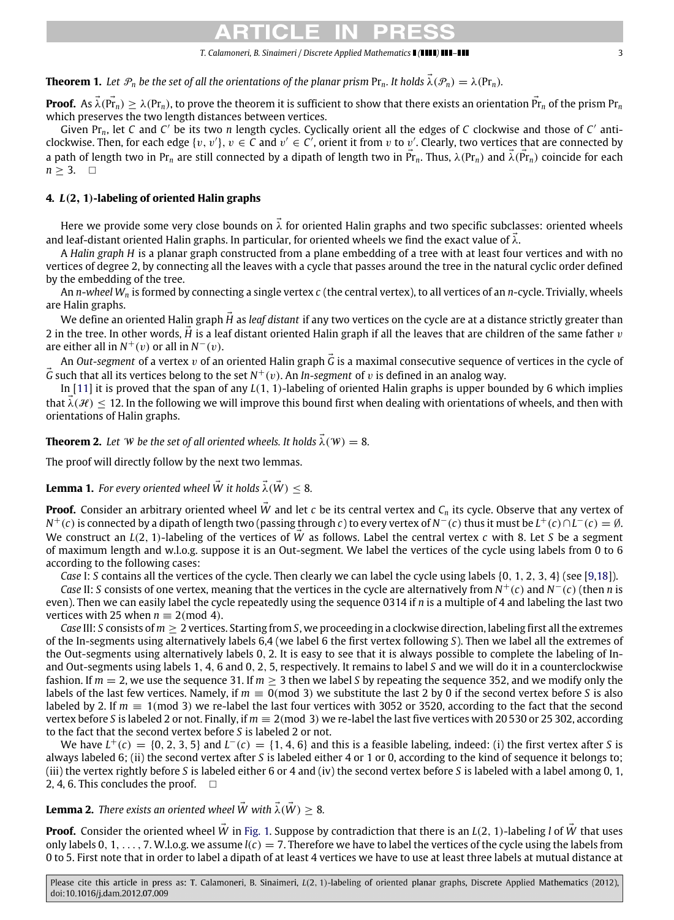**Theorem 1.** *Let $\mathcal{P}_n$ be the set of all the orientations of the planar prism $\mathrm{Pr}_n$. It holds $\vec{\lambda}(\mathcal{P}_n) = \lambda(\mathrm{Pr}_n)$.*

**Proof.** As $\vec{\lambda}(\vec{\mathrm{Pr}}_n) \geq \lambda(\mathrm{Pr}_n)$, to prove the theorem it is sufficient to show that there exists an orientation $\vec{\mathrm{Pr}}_n$ of the prism $\mathrm{Pr}_n$ which preserves the two length distances between vertices.

Given $\mathrm{Pr}_n$, let $C$ and $C'$ be its two $n$ length cycles. Cyclically orient all the edges of $C$ clockwise and those of $C'$ anticlockwise. Then, for each edge $\{v, v'\}$, $v \in C$ and $v' \in C'$, orient it from $v$ to $v'$. Clearly, two vertices that are connected by a path of length two in $\mathrm{Pr}_n$ are still connected by a dipath of length two in $\vec{\mathrm{Pr}}_n$. Thus, $\lambda(\mathrm{Pr}_n)$ and $\vec{\lambda}(\vec{\mathrm{Pr}}_n)$ coincide for each $n \geq 3$. $\square$

## 4. $L(2, 1)$-labeling of oriented Halin graphs

Here we provide some very close bounds on $\vec{\lambda}$ for oriented Halin graphs and two specific subclasses: oriented wheels and leaf-distant oriented Halin graphs. In particular, for oriented wheels we find the exact value of $\vec{\lambda}$.

A *Halin graph H* is a planar graph constructed from a plane embedding of a tree with at least four vertices and with no vertices of degree 2, by connecting all the leaves with a cycle that passes around the tree in the natural cyclic order defined by the embedding of the tree.

An *n-wheel* $W_n$ is formed by connecting a single vertex $c$ (the central vertex), to all vertices of an $n$-cycle. Trivially, wheels are Halin graphs.

We define an oriented Halin graph $\vec{H}$ as *leaf distant* if any two vertices on the cycle are at a distance strictly greater than 2 in the tree. In other words, $\vec{H}$ is a leaf distant oriented Halin graph if all the leaves that are children of the same father $v$ are either all in $N^+(v)$ or all in $N^-(v)$.

An *Out-segment* of a vertex $v$ of an oriented Halin graph $\vec{G}$ is a maximal consecutive sequence of vertices in the cycle of $\vec{G}$ such that all its vertices belong to the set $N^+(v)$. An *In-segment* of $v$ is defined in an analog way.

In [11] it is proved that the span of any $L(1, 1)$-labeling of oriented Halin graphs is upper bounded by 6 which implies that $\vec{\lambda}(\mathcal{H}) \leq 12$. In the following we will improve this bound first when dealing with orientations of wheels, and then with orientations of Halin graphs.

**Theorem 2.** *Let $\mathcal{W}$ be the set of all oriented wheels. It holds $\vec{\lambda}(\mathcal{W}) = 8$.*

The proof will directly follow by the next two lemmas.

**Lemma 1.** *For every oriented wheel $\vec{W}$ it holds $\vec{\lambda}(\vec{W}) \leq 8$.*

**Proof.** Consider an arbitrary oriented wheel $\vec{W}$ and let $c$ be its central vertex and $C_n$ its cycle. Observe that any vertex of $N^+(c)$ is connected by a dipath of length two (passing through $c$) to every vertex of $N^-(c)$ thus it must be $L^+(c) \cap L^-(c) = \emptyset$. We construct an $L(2, 1)$-labeling of the vertices of $\vec{W}$ as follows. Label the central vertex $c$ with 8. Let $S$ be a segment of maximum length and w.l.o.g. suppose it is an Out-segment. We label the vertices of the cycle using labels from 0 to 6 according to the following cases:

*Case* I: $S$ contains all the vertices of the cycle. Then clearly we can label the cycle using labels $\{0, 1, 2, 3, 4\}$ (see [9,18]).

*Case* II: $S$ consists of one vertex, meaning that the vertices in the cycle are alternatively from $N^+(c)$ and $N^-(c)$ (then $n$ is even). Then we can easily label the cycle repeatedly using the sequence 0314 if $n$ is a multiple of 4 and labeling the last two vertices with 25 when $n \equiv 2 (\mathrm{mod}\ 4)$.

*Case* III: $S$ consists of $m \geq 2$ vertices. Starting from $S$, we proceeding in a clockwise direction, labeling first all the extremes of the In-segments using alternatively labels 6,4 (we label 6 the first vertex following $S$). Then we label all the extremes of the Out-segments using alternatively labels 0, 2. It is easy to see that it is always possible to complete the labeling of In- and Out-segments using labels 1, 4, 6 and 0, 2, 5, respectively. It remains to label $S$ and we will do it in a counterclockwise fashion. If $m = 2$, we use the sequence 31. If $m \geq 3$ then we label $S$ by repeating the sequence 352, and we modify only the labels of the last few vertices. Namely, if $m \equiv 0 (\mathrm{mod}\ 3)$ we substitute the last 2 by 0 if the second vertex before $S$ is also labeled by 2. If $m \equiv 1 (\mathrm{mod}\ 3)$ we re-label the last four vertices with 3052 or 3520, according to the fact that the second vertex before $S$ is labeled 2 or not. Finally, if $m \equiv 2 (\mathrm{mod}\ 3)$ we re-label the last five vertices with 20 530 or 25 302, according to the fact that the second vertex before $S$ is labeled 2 or not.

We have $L^+(c) = \{0, 2, 3, 5\}$ and $L^-(c) = \{1, 4, 6\}$ and this is a feasible labeling, indeed: (i) the first vertex after $S$ is always labeled 6; (ii) the second vertex after $S$ is labeled either 4 or 1 or 0, according to the kind of sequence it belongs to; (iii) the vertex rightly before $S$ is labeled either 6 or 4 and (iv) the second vertex before $S$ is labeled with a label among 0, 1, 2, 4, 6. This concludes the proof. $\square$

**Lemma 2.** *There exists an oriented wheel $\vec{W}$ with $\vec{\lambda}(\vec{W}) \geq 8$.*

**Proof.** Consider the oriented wheel $\vec{W}$ in Fig. 1. Suppose by contradiction that there is an $L(2, 1)$-labeling $l$ of $\vec{W}$ that uses only labels $0, 1, \ldots, 7$. W.l.o.g. we assume $l(c) = 7$. Therefore we have to label the vertices of the cycle using the labels from 0 to 5. First note that in order to label a dipath of at least 4 vertices we have to use at least three labels at mutual distance at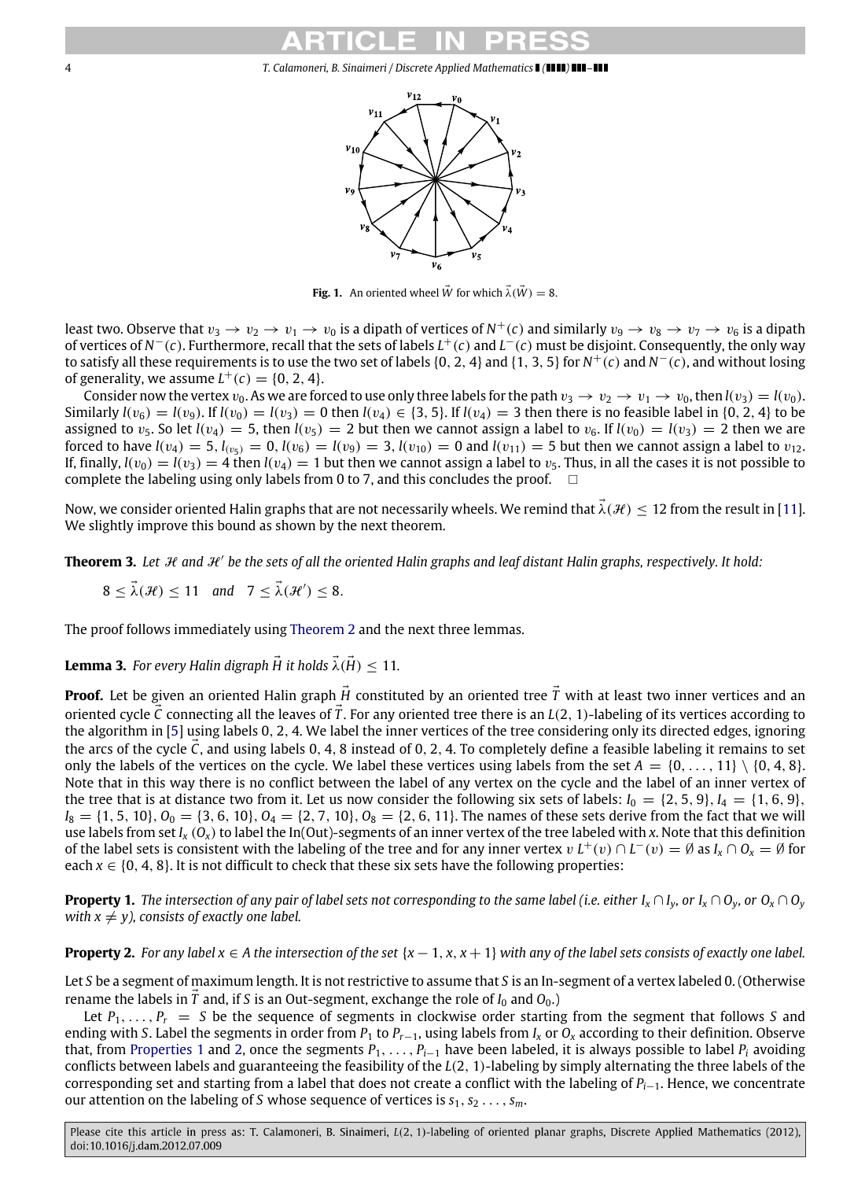Fig. 1. An oriented wheel $\vec{W}$ for which $\vec{\lambda}(\vec{W}) = 8$.

least two. Observe that $v_3 \to v_2 \to v_1 \to v_0$ is a dipath of vertices of $N^+(c)$ and similarly $v_9 \to v_8 \to v_7 \to v_6$ is a dipath of vertices of $N^-(c)$. Furthermore, recall that the sets of labels $L^+(c)$ and $L^-(c)$ must be disjoint. Consequently, the only way to satisfy all these requirements is to use the two set of labels $\{0, 2, 4\}$ and $\{1, 3, 5\}$ for $N^+(c)$ and $N^-(c)$, and without losing of generality, we assume $L^+(c) = \{0, 2, 4\}$.

Consider now the vertex $v_0$. As we are forced to use only three labels for the path $v_3 \to v_2 \to v_1 \to v_0$, then $l(v_3) = l(v_0)$. Similarly $l(v_6) = l(v_9)$. If $l(v_0) = l(v_3) = 0$ then $l(v_4) \in \{3, 5\}$. If $l(v_4) = 3$ then there is no feasible label in $\{0, 2, 4\}$ to be assigned to $v_5$. So let $l(v_4) = 5$, then $l(v_5) = 2$ but then we cannot assign a label to $v_6$. If $l(v_0) = l(v_3) = 2$ then we are forced to have $l(v_4) = 5$, $l_{(v_5)} = 0$, $l(v_6) = l(v_9) = 3$, $l(v_{10}) = 0$ and $l(v_{11}) = 5$ but then we cannot assign a label to $v_{12}$. If, finally, $l(v_0) = l(v_3) = 4$ then $l(v_4) = 1$ but then we cannot assign a label to $v_5$. Thus, in all the cases it is not possible to complete the labeling using only labels from 0 to 7, and this concludes the proof. □

Now, we consider oriented Halin graphs that are not necessarily wheels. We remind that $\vec{\lambda}(\mathcal{H}) \leq 12$ from the result in [11]. We slightly improve this bound as shown by the next theorem.

**Theorem 3.** *Let $\mathcal{H}$ and $\mathcal{H}'$ be the sets of all the oriented Halin graphs and leaf distant Halin graphs, respectively. It hold:*

$$8 \leq \vec{\lambda}(\mathcal{H}) \leq 11 \quad \text{and} \quad 7 \leq \vec{\lambda}(\mathcal{H}') \leq 8.$$

The proof follows immediately using Theorem 2 and the next three lemmas.

**Lemma 3.** *For every Halin digraph $\vec{H}$ it holds $\vec{\lambda}(\vec{H}) \leq 11$.*

**Proof.** Let be given an oriented Halin graph $\vec{H}$ constituted by an oriented tree $\vec{T}$ with at least two inner vertices and an oriented cycle $\vec{C}$ connecting all the leaves of $\vec{T}$. For any oriented tree there is an $L(2, 1)$-labeling of its vertices according to the algorithm in [5] using labels 0, 2, 4. We label the inner vertices of the tree considering only its directed edges, ignoring the arcs of the cycle $\vec{C}$, and using labels 0, 4, 8 instead of 0, 2, 4. To completely define a feasible labeling it remains to set only the labels of the vertices on the cycle. We label these vertices using labels from the set $A = \{0, \dots, 11\} \setminus \{0, 4, 8\}$. Note that in this way there is no conflict between the label of any vertex on the cycle and the label of an inner vertex of the tree that is at distance two from it. Let us now consider the following six sets of labels: $I_0 = \{2, 5, 9\}$, $I_4 = \{1, 6, 9\}$, $I_8 = \{1, 5, 10\}$, $O_0 = \{3, 6, 10\}$, $O_4 = \{2, 7, 10\}$, $O_8 = \{2, 6, 11\}$. The names of these sets derive from the fact that we will use labels from set $I_x$ ($O_x$) to label the In(Out)-segments of an inner vertex of the tree labeled with $x$. Note that this definition of the label sets is consistent with the labeling of the tree and for any inner vertex $v$ $L^+(v) \cap L^-(v) = \emptyset$ as $I_x \cap O_x = \emptyset$ for each $x \in \{0, 4, 8\}$. It is not difficult to check that these six sets have the following properties:

**Property 1.** *The intersection of any pair of label sets not corresponding to the same label (i.e. either $I_x \cap I_y$, or $I_x \cap O_y$, or $O_x \cap O_y$ with $x \neq y$), consists of exactly one label.*

**Property 2.** *For any label $x \in A$ the intersection of the set $\{x - 1, x, x + 1\}$ with any of the label sets consists of exactly one label.*

Let $S$ be a segment of maximum length. It is not restrictive to assume that $S$ is an In-segment of a vertex labeled 0. (Otherwise rename the labels in $\vec{T}$ and, if $S$ is an Out-segment, exchange the role of $I_0$ and $O_0$.)

Let $P_1, \dots, P_r = S$ be the sequence of segments in clockwise order starting from the segment that follows $S$ and ending with $S$. Label the segments in order from $P_1$ to $P_{r-1}$, using labels from $I_x$ or $O_x$ according to their definition. Observe that, from Properties 1 and 2, once the segments $P_1, \dots, P_{i-1}$ have been labeled, it is always possible to label $P_i$ avoiding conflicts between labels and guaranteeing the feasibility of the $L(2, 1)$-labeling by simply alternating the three labels of the corresponding set and starting from a label that does not create a conflict with the labeling of $P_{i-1}$. Hence, we concentrate our attention on the labeling of $S$ whose sequence of vertices is $s_1, s_2 \dots, s_m$.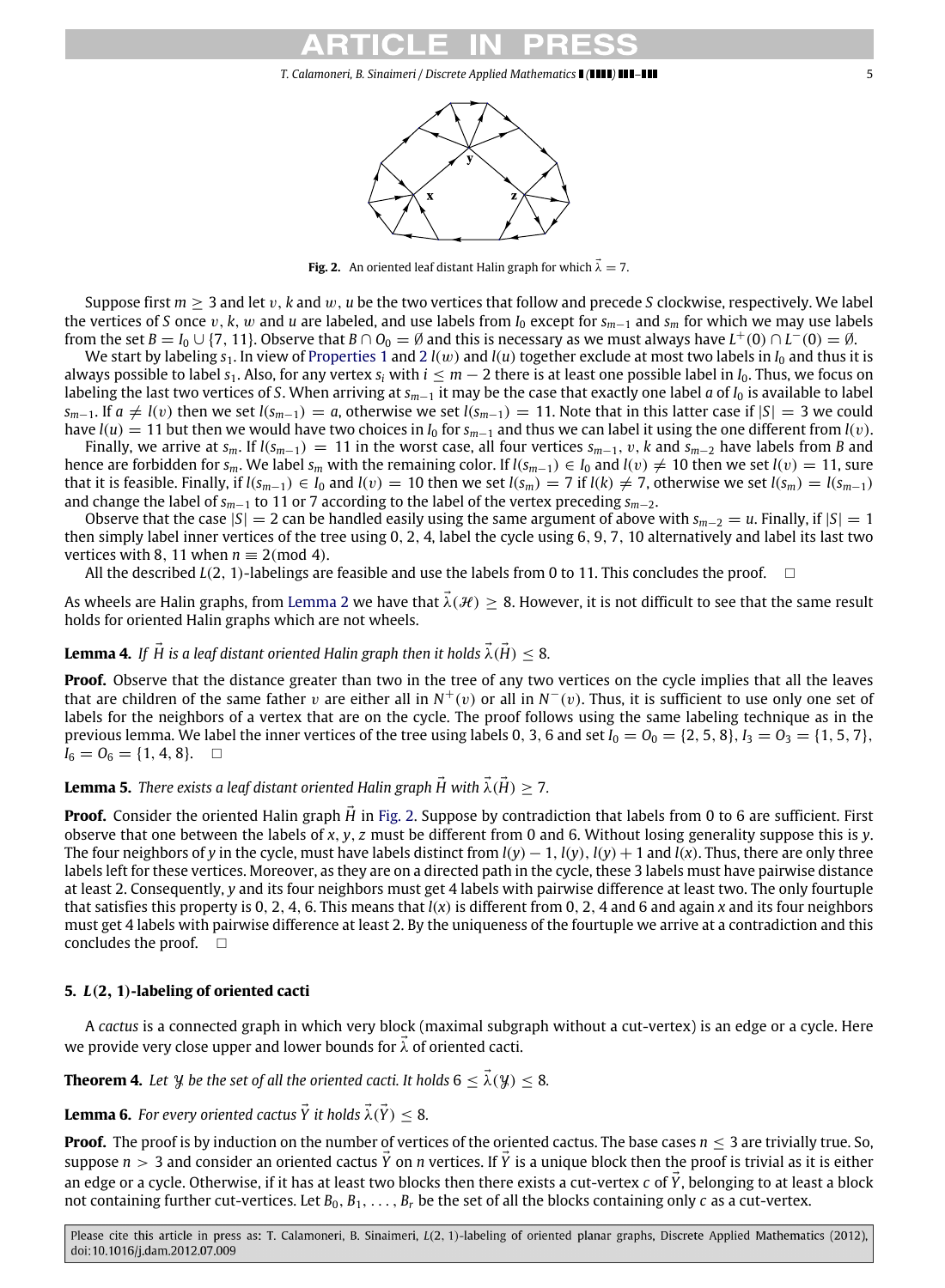**Fig. 2.** An oriented leaf distant Halin graph for which $\vec{\lambda} = 7$.

Suppose first $m \geq 3$ and let $v, k$ and $w, u$ be the two vertices that follow and precede $S$ clockwise, respectively. We label the vertices of $S$ once $v, k, w$ and $u$ are labeled, and use labels from $I_0$ except for $s_{m-1}$ and $s_m$ for which we may use labels from the set $B = I_0 \cup \{7, 11\}$. Observe that $B \cap O_0 = \emptyset$ and this is necessary as we must always have $L^+(0) \cap L^-(0) = \emptyset$.

We start by labeling $s_1$. In view of Properties 1 and 2 $l(w)$ and $l(u)$ together exclude at most two labels in $I_0$ and thus it is always possible to label $s_1$. Also, for any vertex $s_i$ with $i \leq m - 2$ there is at least one possible label in $I_0$. Thus, we focus on labeling the last two vertices of $S$. When arriving at $s_{m-1}$ it may be the case that exactly one label $a$ of $I_0$ is available to label $s_{m-1}$. If $a \neq l(v)$ then we set $l(s_{m-1}) = a$, otherwise we set $l(s_{m-1}) = 11$. Note that in this latter case if $|S| = 3$ we could have $l(u) = 11$ but then we would have two choices in $I_0$ for $s_{m-1}$ and thus we can label it using the one different from $l(v)$.

Finally, we arrive at $s_m$. If $l(s_{m-1}) = 11$ in the worst case, all four vertices $s_{m-1}$, $v$, $k$ and $s_{m-2}$ have labels from $B$ and hence are forbidden for $s_m$. We label $s_m$ with the remaining color. If $l(s_{m-1}) \in I_0$ and $l(v) \neq 10$ then we set $l(v) = 11$, sure that it is feasible. Finally, if $l(s_{m-1}) \in I_0$ and $l(v) = 10$ then we set $l(s_m) = 7$ if $l(k) \neq 7$, otherwise we set $l(s_m) = l(s_{m-1})$ and change the label of $s_{m-1}$ to 11 or 7 according to the label of the vertex preceding $s_{m-2}$.

Observe that the case $|S| = 2$ can be handled easily using the same argument of above with $s_{m-2} = u$. Finally, if $|S| = 1$ then simply label inner vertices of the tree using 0, 2, 4, label the cycle using 6, 9, 7, 10 alternatively and label its last two vertices with 8, 11 when $n \equiv 2 (\text{mod } 4)$.

All the described $L(2, 1)$-labelings are feasible and use the labels from 0 to 11. This concludes the proof. $\square$

As wheels are Halin graphs, from Lemma 2 we have that $\vec{\lambda}(\mathcal{H}) \geq 8$. However, it is not difficult to see that the same result holds for oriented Halin graphs which are not wheels.

**Lemma 4.** *If $\vec{H}$ is a leaf distant oriented Halin graph then it holds $\vec{\lambda}(\vec{H}) \leq 8$.*

**Proof.** Observe that the distance greater than two in the tree of any two vertices on the cycle implies that all the leaves that are children of the same father $v$ are either all in $N^+(v)$ or all in $N^-(v)$. Thus, it is sufficient to use only one set of labels for the neighbors of a vertex that are on the cycle. The proof follows using the same labeling technique as in the previous lemma. We label the inner vertices of the tree using labels 0, 3, 6 and set $I_0 = O_0 = \{2, 5, 8\}$, $I_3 = O_3 = \{1, 5, 7\}$, $I_6 = O_6 = \{1, 4, 8\}$. $\square$

**Lemma 5.** *There exists a leaf distant oriented Halin graph $\vec{H}$ with $\vec{\lambda}(\vec{H}) \geq 7$.*

**Proof.** Consider the oriented Halin graph $\vec{H}$ in Fig. 2. Suppose by contradiction that labels from 0 to 6 are sufficient. First observe that one between the labels of $x, y, z$ must be different from 0 and 6. Without losing generality suppose this is $y$. The four neighbors of $y$ in the cycle, must have labels distinct from $l(y) - 1$, $l(y)$, $l(y) + 1$ and $l(x)$. Thus, there are only three labels left for these vertices. Moreover, as they are on a directed path in the cycle, these 3 labels must have pairwise distance at least 2. Consequently, $y$ and its four neighbors must get 4 labels with pairwise difference at least two. The only fourtuple that satisfies this property is 0, 2, 4, 6. This means that $l(x)$ is different from 0, 2, 4 and 6 and again $x$ and its four neighbors must get 4 labels with pairwise difference at least 2. By the uniqueness of the fourtuple we arrive at a contradiction and this concludes the proof. $\square$

## 5. $L(2, 1)$-labeling of oriented cacti

A *cactus* is a connected graph in which very block (maximal subgraph without a cut-vertex) is an edge or a cycle. Here we provide very close upper and lower bounds for $\vec{\lambda}$ of oriented cacti.

**Theorem 4.** *Let $\mathcal{Y}$ be the set of all the oriented cacti. It holds $6 \leq \vec{\lambda}(\mathcal{Y}) \leq 8$.*

**Lemma 6.** *For every oriented cactus $\vec{Y}$ it holds $\vec{\lambda}(\vec{Y}) \leq 8$.*

**Proof.** The proof is by induction on the number of vertices of the oriented cactus. The base cases $n \leq 3$ are trivially true. So, suppose $n > 3$ and consider an oriented cactus $\vec{Y}$ on $n$ vertices. If $\vec{Y}$ is a unique block then the proof is trivial as it is either an edge or a cycle. Otherwise, if it has at least two blocks then there exists a cut-vertex $c$ of $\vec{Y}$, belonging to at least a block not containing further cut-vertices. Let $B_0, B_1, \ldots, B_r$ be the set of all the blocks containing only $c$ as a cut-vertex.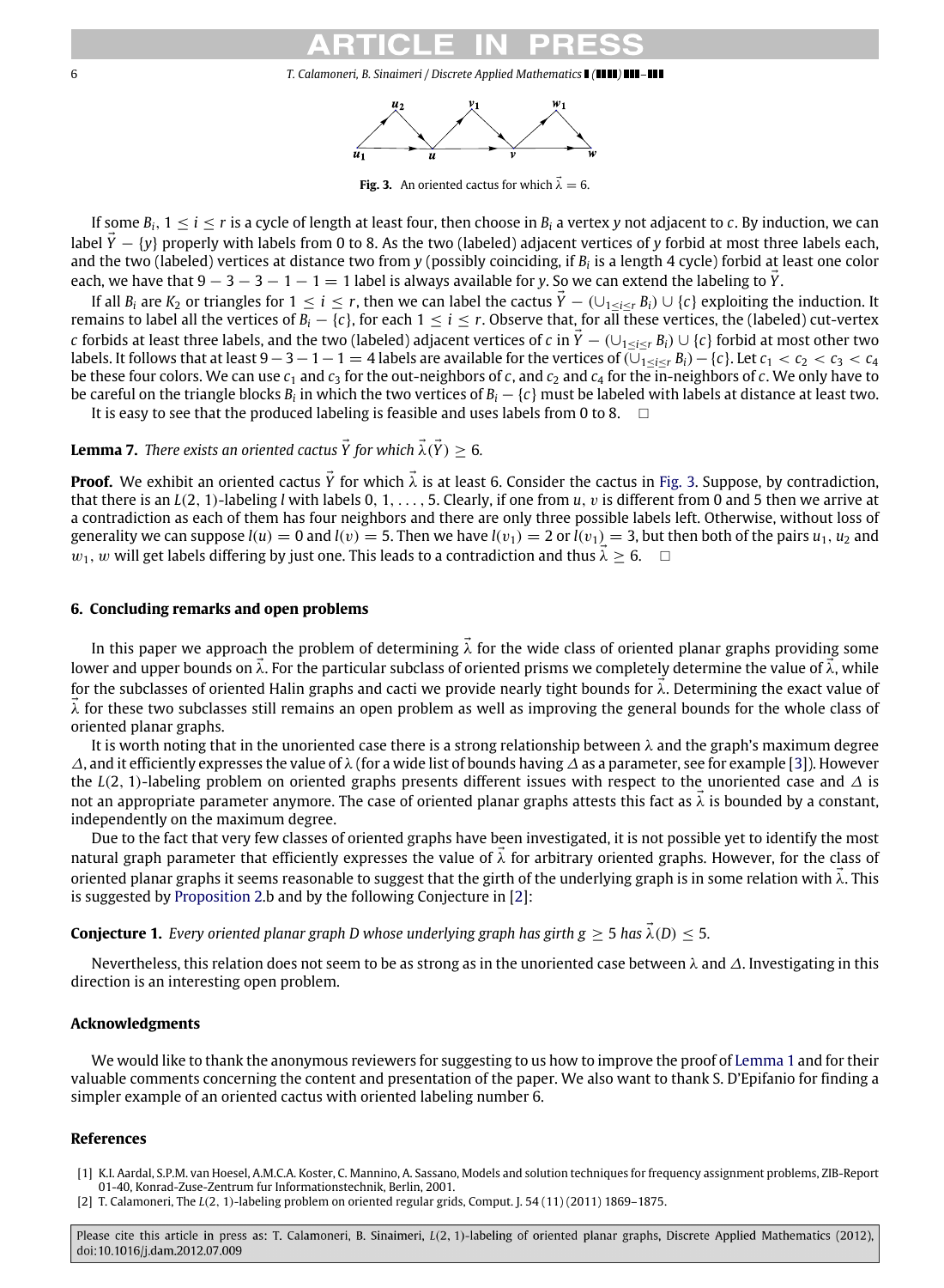Fig. 3. An oriented cactus for which $\vec{\lambda} = 6$.

If some $B_i$, $1 \leq i \leq r$ is a cycle of length at least four, then choose in $B_i$ a vertex $y$ not adjacent to $c$. By induction, we can label $\vec{Y} - \{y\}$ properly with labels from 0 to 8. As the two (labeled) adjacent vertices of $y$ forbid at most three labels each, and the two (labeled) vertices at distance two from $y$ (possibly coinciding, if $B_i$ is a length 4 cycle) forbid at least one color each, we have that $9 - 3 - 3 - 1 - 1 = 1$ label is always available for $y$. So we can extend the labeling to $\vec{Y}$.

If all $B_i$ are $K_2$ or triangles for $1 \leq i \leq r$, then we can label the cactus $\vec{Y} - (\cup_{1 \leq i \leq r} B_i) \cup \{c\}$ exploiting the induction. It remains to label all the vertices of $B_i - \{c\}$, for each $1 \leq i \leq r$. Observe that, for all these vertices, the (labeled) cut-vertex $c$ forbids at least three labels, and the two (labeled) adjacent vertices of $c$ in $\vec{Y} - (\cup_{1 \leq i \leq r} B_i) \cup \{c\}$ forbid at most other two labels. It follows that at least $9 - 3 - 1 - 1 = 4$ labels are available for the vertices of $(\cup_{1 \leq i \leq r} B_i) - \{c\}$. Let $c_1 < c_2 < c_3 < c_4$ be these four colors. We can use $c_1$ and $c_3$ for the out-neighbors of $c$, and $c_2$ and $c_4$ for the in-neighbors of $c$. We only have to be careful on the triangle blocks $B_i$ in which the two vertices of $B_i - \{c\}$ must be labeled with labels at distance at least two.

It is easy to see that the produced labeling is feasible and uses labels from 0 to 8. □

**Lemma 7.** *There exists an oriented cactus $\vec{Y}$ for which $\vec{\lambda}(\vec{Y}) \geq 6$.*

**Proof.** We exhibit an oriented cactus $\vec{Y}$ for which $\vec{\lambda}$ is at least 6. Consider the cactus in Fig. 3. Suppose, by contradiction, that there is an $L(2, 1)$-labeling $l$ with labels $0, 1, \ldots, 5$. Clearly, if one from $u$, $v$ is different from 0 and 5 then we arrive at a contradiction as each of them has four neighbors and there are only three possible labels left. Otherwise, without loss of generality we can suppose $l(u) = 0$ and $l(v) = 5$. Then we have $l(v_1) = 2$ or $l(v_1) = 3$, but then both of the pairs $u_1$, $u_2$ and $w_1$, $w$ will get labels differing by just one. This leads to a contradiction and thus $\vec{\lambda} \geq 6$. □

## 6. Concluding remarks and open problems

In this paper we approach the problem of determining $\vec{\lambda}$ for the wide class of oriented planar graphs providing some lower and upper bounds on $\vec{\lambda}$. For the particular subclass of oriented prisms we completely determine the value of $\vec{\lambda}$, while for the subclasses of oriented Halin graphs and cacti we provide nearly tight bounds for $\vec{\lambda}$. Determining the exact value of $\vec{\lambda}$ for these two subclasses still remains an open problem as well as improving the general bounds for the whole class of oriented planar graphs.

It is worth noting that in the unoriented case there is a strong relationship between $\lambda$ and the graph's maximum degree $\Delta$, and it efficiently expresses the value of $\lambda$ (for a wide list of bounds having $\Delta$ as a parameter, see for example [3]). However the $L(2, 1)$-labeling problem on oriented graphs presents different issues with respect to the unoriented case and $\Delta$ is not an appropriate parameter anymore. The case of oriented planar graphs attests this fact as $\vec{\lambda}$ is bounded by a constant, independently on the maximum degree.

Due to the fact that very few classes of oriented graphs have been investigated, it is not possible yet to identify the most natural graph parameter that efficiently expresses the value of $\vec{\lambda}$ for arbitrary oriented graphs. However, for the class of oriented planar graphs it seems reasonable to suggest that the girth of the underlying graph is in some relation with $\vec{\lambda}$. This is suggested by Proposition 2.b and by the following Conjecture in [2]:

**Conjecture 1.** *Every oriented planar graph $D$ whose underlying graph has girth $g \geq 5$ has $\vec{\lambda}(D) \leq 5$.*

Nevertheless, this relation does not seem to be as strong as in the unoriented case between $\lambda$ and $\Delta$. Investigating in this direction is an interesting open problem.

### Acknowledgments

We would like to thank the anonymous reviewers for suggesting to us how to improve the proof of Lemma 1 and for their valuable comments concerning the content and presentation of the paper. We also want to thank S. D'Epifanio for finding a simpler example of an oriented cactus with oriented labeling number 6.

### References

[1] K.I. Aardal, S.P.M. van Hoesel, A.M.C.A. Koster, C. Mannino, A. Sassano, Models and solution techniques for frequency assignment problems, ZIB-Report 01-40, Konrad-Zuse-Zentrum fur Informationstechnik, Berlin, 2001.

[2] T. Calamoneri, The $L(2, 1)$-labeling problem on oriented regular grids, Comput. J. 54 (11) (2011) 1869–1875.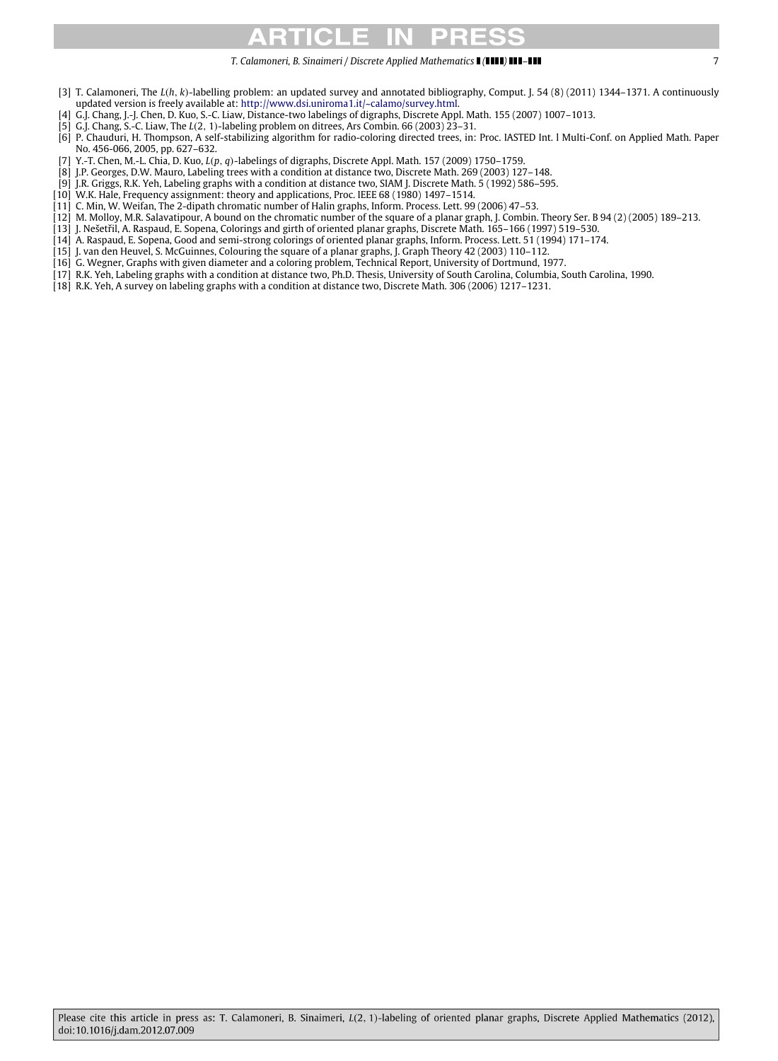[3] T. Calamoneri, The $L(h, k)$-labelling problem: an updated survey and annotated bibliography, Comput. J. 54 (8) (2011) 1344–1371. A continuously updated version is freely available at: http://www.dsi.uniroma1.it/~calamo/survey.html.

[4] G.J. Chang, J.-J. Chen, D. Kuo, S.-C. Liaw, Distance-two labelings of digraphs, Discrete Appl. Math. 155 (2007) 1007–1013.

[5] G.J. Chang, S.-C. Liaw, The $L(2, 1)$-labeling problem on ditrees, Ars Combin. 66 (2003) 23–31.

[6] P. Chauduri, H. Thompson, A self-stabilizing algorithm for radio-coloring directed trees, in: Proc. IASTED Int. l Multi-Conf. on Applied Math. Paper No. 456-066, 2005, pp. 627–632.

[7] Y.-T. Chen, M.-L. Chia, D. Kuo, $L(p, q)$-labelings of digraphs, Discrete Appl. Math. 157 (2009) 1750–1759.

[8] J.P. Georges, D.W. Mauro, Labeling trees with a condition at distance two, Discrete Math. 269 (2003) 127–148.

[9] J.R. Griggs, R.K. Yeh, Labeling graphs with a condition at distance two, SIAM J. Discrete Math. 5 (1992) 586–595.

[10] W.K. Hale, Frequency assignment: theory and applications, Proc. IEEE 68 (1980) 1497–1514.

[11] C. Min, W. Weifan, The 2-dipath chromatic number of Halin graphs, Inform. Process. Lett. 99 (2006) 47–53.

[12] M. Molloy, M.R. Salavatipour, A bound on the chromatic number of the square of a planar graph, J. Combin. Theory Ser. B 94 (2) (2005) 189–213.

[13] J. Nešetřil, A. Raspaud, E. Sopena, Colorings and girth of oriented planar graphs, Discrete Math. 165–166 (1997) 519–530.

[14] A. Raspaud, E. Sopena, Good and semi-strong colorings of oriented planar graphs, Inform. Process. Lett. 51 (1994) 171–174.

[15] J. van den Heuvel, S. McGuinnes, Colouring the square of a planar graphs, J. Graph Theory 42 (2003) 110–112.

[16] G. Wegner, Graphs with given diameter and a coloring problem, Technical Report, University of Dortmund, 1977.

[17] R.K. Yeh, Labeling graphs with a condition at distance two, Ph.D. Thesis, University of South Carolina, Columbia, South Carolina, 1990.

[18] R.K. Yeh, A survey on labeling graphs with a condition at distance two, Discrete Math. 306 (2006) 1217–1231.